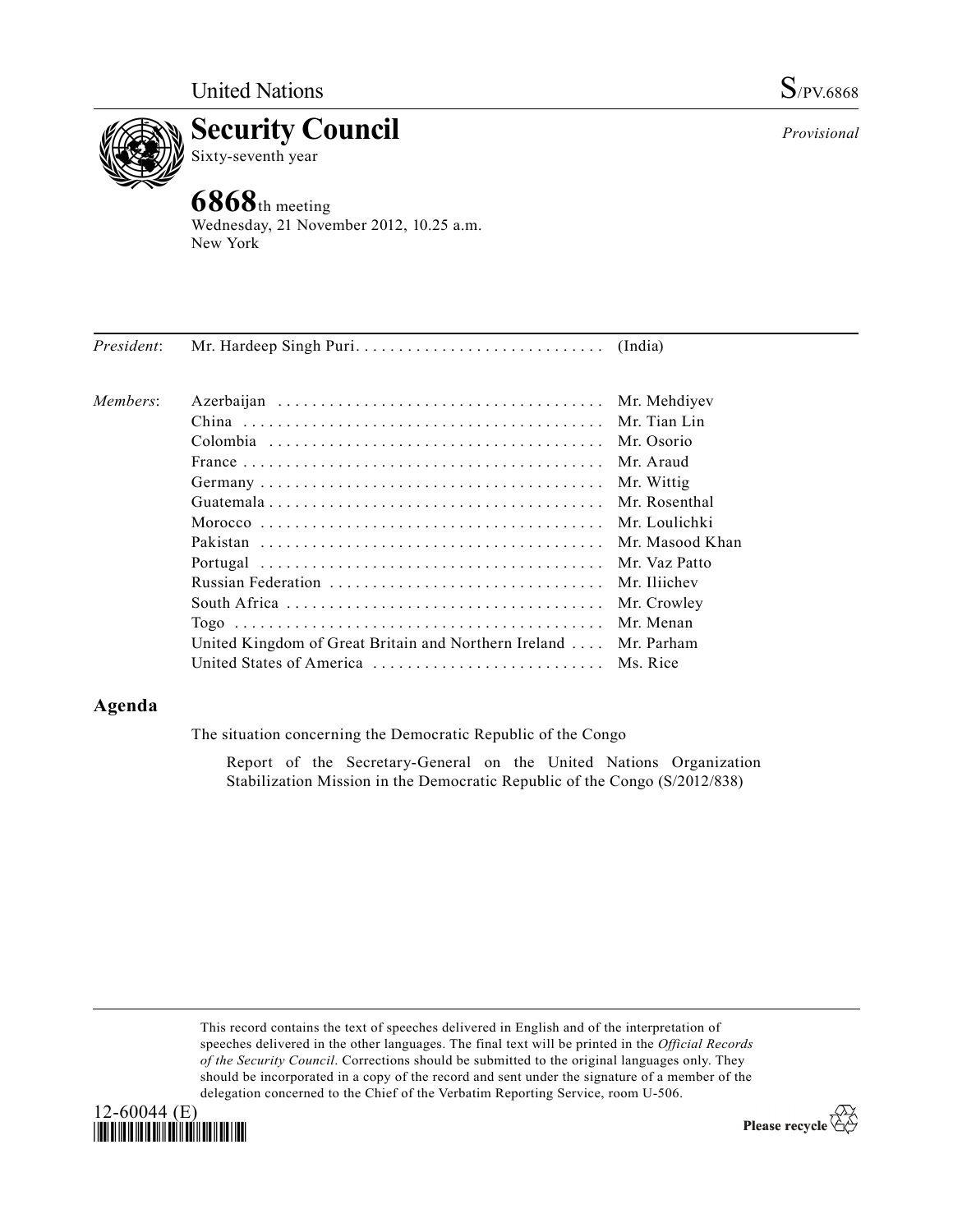United Nations S/PV.6868

# Security Council

Sixty-seventh year

*Provisional*

## 6868th meeting

Wednesday, 21 November 2012, 10.25 a.m.
New York

| | | |
|---|---|---|
| *President*: | Mr. Hardeep Singh Puri | (India) |
| *Members*: | Azerbaijan | Mr. Mehdiyev |
| | China | Mr. Tian Lin |
| | Colombia | Mr. Osorio |
| | France | Mr. Araud |
| | Germany | Mr. Wittig |
| | Guatemala | Mr. Rosenthal |
| | Morocco | Mr. Loulichki |
| | Pakistan | Mr. Masood Khan |
| | Portugal | Mr. Vaz Patto |
| | Russian Federation | Mr. Iliichev |
| | South Africa | Mr. Crowley |
| | Togo | Mr. Menan |
| | United Kingdom of Great Britain and Northern Ireland | Mr. Parham |
| | United States of America | Ms. Rice |

## Agenda

The situation concerning the Democratic Republic of the Congo

Report of the Secretary-General on the United Nations Organization Stabilization Mission in the Democratic Republic of the Congo (S/2012/838)

This record contains the text of speeches delivered in English and of the interpretation of speeches delivered in the other languages. The final text will be printed in the *Official Records of the Security Council*. Corrections should be submitted to the original languages only. They should be incorporated in a copy of the record and sent under the signature of a member of the delegation concerned to the Chief of the Verbatim Reporting Service, room U-506.

12-60044 (E)

Please recycle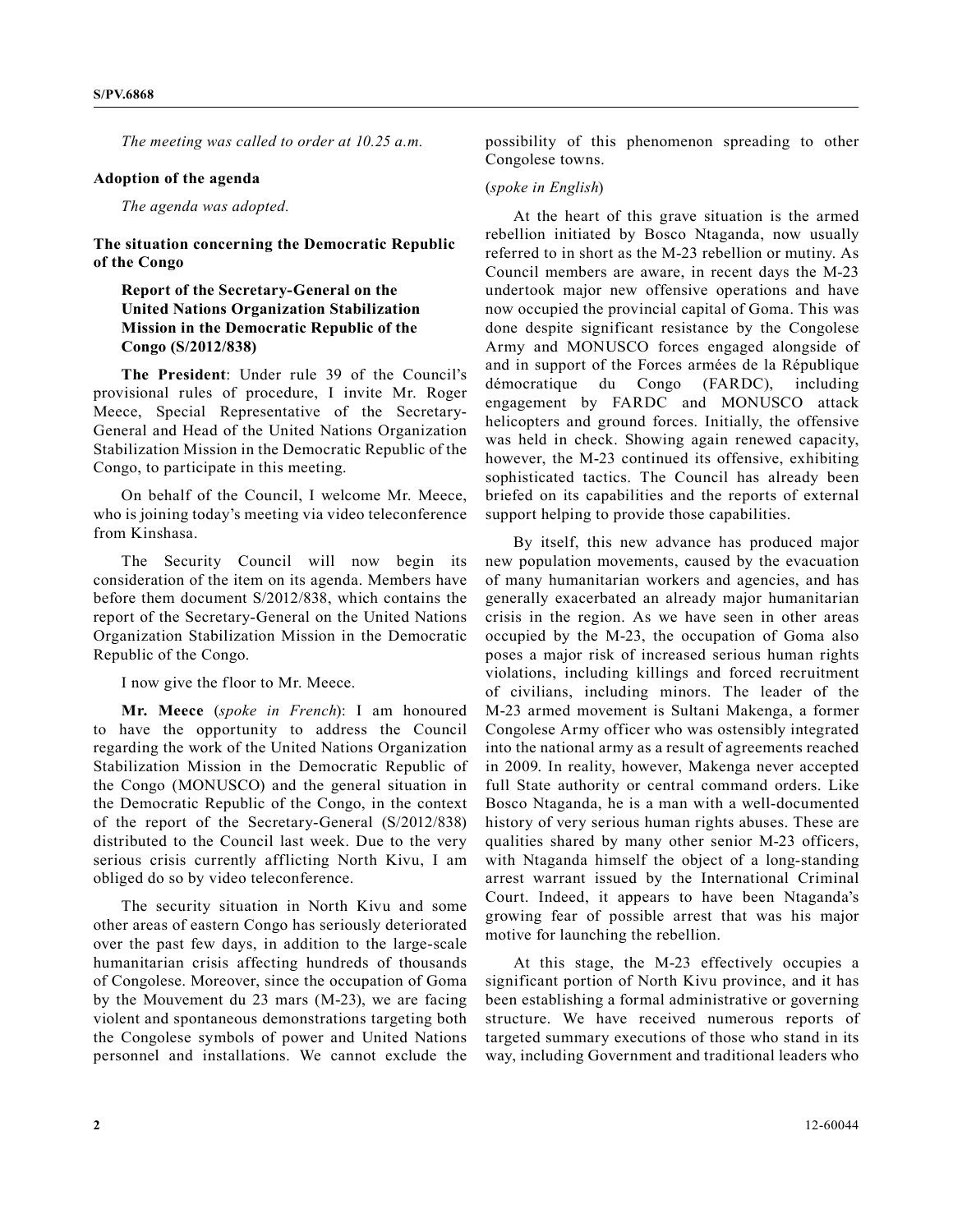*The meeting was called to order at 10.25 a.m.*

**Adoption of the agenda**

*The agenda was adopted.*

**The situation concerning the Democratic Republic of the Congo**

**Report of the Secretary-General on the United Nations Organization Stabilization Mission in the Democratic Republic of the Congo (S/2012/838)**

**The President**: Under rule 39 of the Council's provisional rules of procedure, I invite Mr. Roger Meece, Special Representative of the Secretary-General and Head of the United Nations Organization Stabilization Mission in the Democratic Republic of the Congo, to participate in this meeting.

On behalf of the Council, I welcome Mr. Meece, who is joining today's meeting via video teleconference from Kinshasa.

The Security Council will now begin its consideration of the item on its agenda. Members have before them document S/2012/838, which contains the report of the Secretary-General on the United Nations Organization Stabilization Mission in the Democratic Republic of the Congo.

I now give the floor to Mr. Meece.

**Mr. Meece** (*spoke in French*): I am honoured to have the opportunity to address the Council regarding the work of the United Nations Organization Stabilization Mission in the Democratic Republic of the Congo (MONUSCO) and the general situation in the Democratic Republic of the Congo, in the context of the report of the Secretary-General (S/2012/838) distributed to the Council last week. Due to the very serious crisis currently afflicting North Kivu, I am obliged do so by video teleconference.

The security situation in North Kivu and some other areas of eastern Congo has seriously deteriorated over the past few days, in addition to the large-scale humanitarian crisis affecting hundreds of thousands of Congolese. Moreover, since the occupation of Goma by the Mouvement du 23 mars (M-23), we are facing violent and spontaneous demonstrations targeting both the Congolese symbols of power and United Nations personnel and installations. We cannot exclude the possibility of this phenomenon spreading to other Congolese towns.

(*spoke in English*)

At the heart of this grave situation is the armed rebellion initiated by Bosco Ntaganda, now usually referred to in short as the M-23 rebellion or mutiny. As Council members are aware, in recent days the M-23 undertook major new offensive operations and have now occupied the provincial capital of Goma. This was done despite significant resistance by the Congolese Army and MONUSCO forces engaged alongside of and in support of the Forces armées de la République démocratique du Congo (FARDC), including engagement by FARDC and MONUSCO attack helicopters and ground forces. Initially, the offensive was held in check. Showing again renewed capacity, however, the M-23 continued its offensive, exhibiting sophisticated tactics. The Council has already been briefed on its capabilities and the reports of external support helping to provide those capabilities.

By itself, this new advance has produced major new population movements, caused by the evacuation of many humanitarian workers and agencies, and has generally exacerbated an already major humanitarian crisis in the region. As we have seen in other areas occupied by the M-23, the occupation of Goma also poses a major risk of increased serious human rights violations, including killings and forced recruitment of civilians, including minors. The leader of the M-23 armed movement is Sultani Makenga, a former Congolese Army officer who was ostensibly integrated into the national army as a result of agreements reached in 2009. In reality, however, Makenga never accepted full State authority or central command orders. Like Bosco Ntaganda, he is a man with a well-documented history of very serious human rights abuses. These are qualities shared by many other senior M-23 officers, with Ntaganda himself the object of a long-standing arrest warrant issued by the International Criminal Court. Indeed, it appears to have been Ntaganda's growing fear of possible arrest that was his major motive for launching the rebellion.

At this stage, the M-23 effectively occupies a significant portion of North Kivu province, and it has been establishing a formal administrative or governing structure. We have received numerous reports of targeted summary executions of those who stand in its way, including Government and traditional leaders who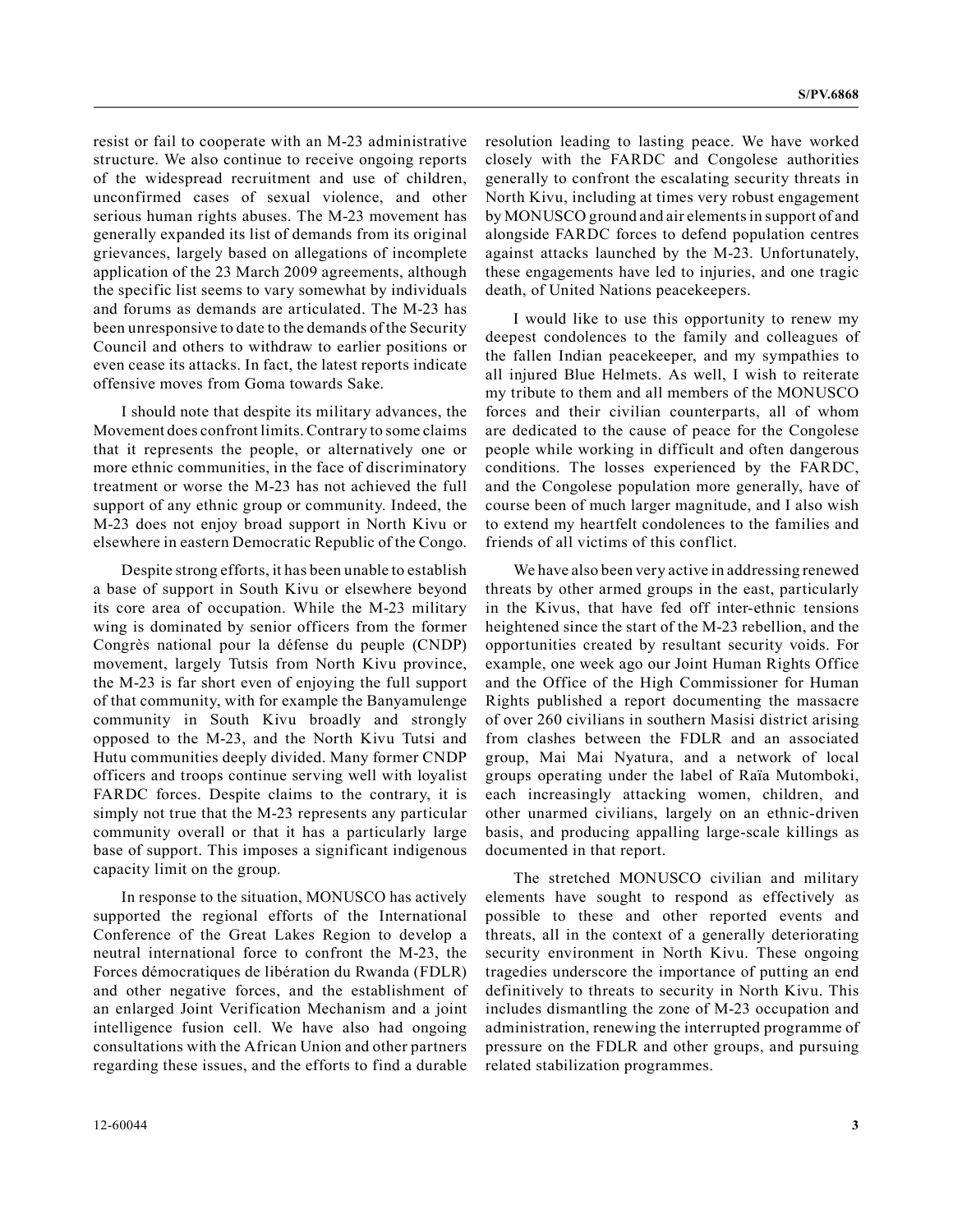resist or fail to cooperate with an M-23 administrative structure. We also continue to receive ongoing reports of the widespread recruitment and use of children, unconfirmed cases of sexual violence, and other serious human rights abuses. The M-23 movement has generally expanded its list of demands from its original grievances, largely based on allegations of incomplete application of the 23 March 2009 agreements, although the specific list seems to vary somewhat by individuals and forums as demands are articulated. The M-23 has been unresponsive to date to the demands of the Security Council and others to withdraw to earlier positions or even cease its attacks. In fact, the latest reports indicate offensive moves from Goma towards Sake.

I should note that despite its military advances, the Movement does confront limits. Contrary to some claims that it represents the people, or alternatively one or more ethnic communities, in the face of discriminatory treatment or worse the M-23 has not achieved the full support of any ethnic group or community. Indeed, the M-23 does not enjoy broad support in North Kivu or elsewhere in eastern Democratic Republic of the Congo.

Despite strong efforts, it has been unable to establish a base of support in South Kivu or elsewhere beyond its core area of occupation. While the M-23 military wing is dominated by senior officers from the former Congrès national pour la défense du peuple (CNDP) movement, largely Tutsis from North Kivu province, the M-23 is far short even of enjoying the full support of that community, with for example the Banyamulenge community in South Kivu broadly and strongly opposed to the M-23, and the North Kivu Tutsi and Hutu communities deeply divided. Many former CNDP officers and troops continue serving well with loyalist FARDC forces. Despite claims to the contrary, it is simply not true that the M-23 represents any particular community overall or that it has a particularly large base of support. This imposes a significant indigenous capacity limit on the group.

In response to the situation, MONUSCO has actively supported the regional efforts of the International Conference of the Great Lakes Region to develop a neutral international force to confront the M-23, the Forces démocratiques de libération du Rwanda (FDLR) and other negative forces, and the establishment of an enlarged Joint Verification Mechanism and a joint intelligence fusion cell. We have also had ongoing consultations with the African Union and other partners regarding these issues, and the efforts to find a durable resolution leading to lasting peace. We have worked closely with the FARDC and Congolese authorities generally to confront the escalating security threats in North Kivu, including at times very robust engagement by MONUSCO ground and air elements in support of and alongside FARDC forces to defend population centres against attacks launched by the M-23. Unfortunately, these engagements have led to injuries, and one tragic death, of United Nations peacekeepers.

I would like to use this opportunity to renew my deepest condolences to the family and colleagues of the fallen Indian peacekeeper, and my sympathies to all injured Blue Helmets. As well, I wish to reiterate my tribute to them and all members of the MONUSCO forces and their civilian counterparts, all of whom are dedicated to the cause of peace for the Congolese people while working in difficult and often dangerous conditions. The losses experienced by the FARDC, and the Congolese population more generally, have of course been of much larger magnitude, and I also wish to extend my heartfelt condolences to the families and friends of all victims of this conflict.

We have also been very active in addressing renewed threats by other armed groups in the east, particularly in the Kivus, that have fed off inter-ethnic tensions heightened since the start of the M-23 rebellion, and the opportunities created by resultant security voids. For example, one week ago our Joint Human Rights Office and the Office of the High Commissioner for Human Rights published a report documenting the massacre of over 260 civilians in southern Masisi district arising from clashes between the FDLR and an associated group, Mai Mai Nyatura, and a network of local groups operating under the label of Raïa Mutomboki, each increasingly attacking women, children, and other unarmed civilians, largely on an ethnic-driven basis, and producing appalling large-scale killings as documented in that report.

The stretched MONUSCO civilian and military elements have sought to respond as effectively as possible to these and other reported events and threats, all in the context of a generally deteriorating security environment in North Kivu. These ongoing tragedies underscore the importance of putting an end definitively to threats to security in North Kivu. This includes dismantling the zone of M-23 occupation and administration, renewing the interrupted programme of pressure on the FDLR and other groups, and pursuing related stabilization programmes.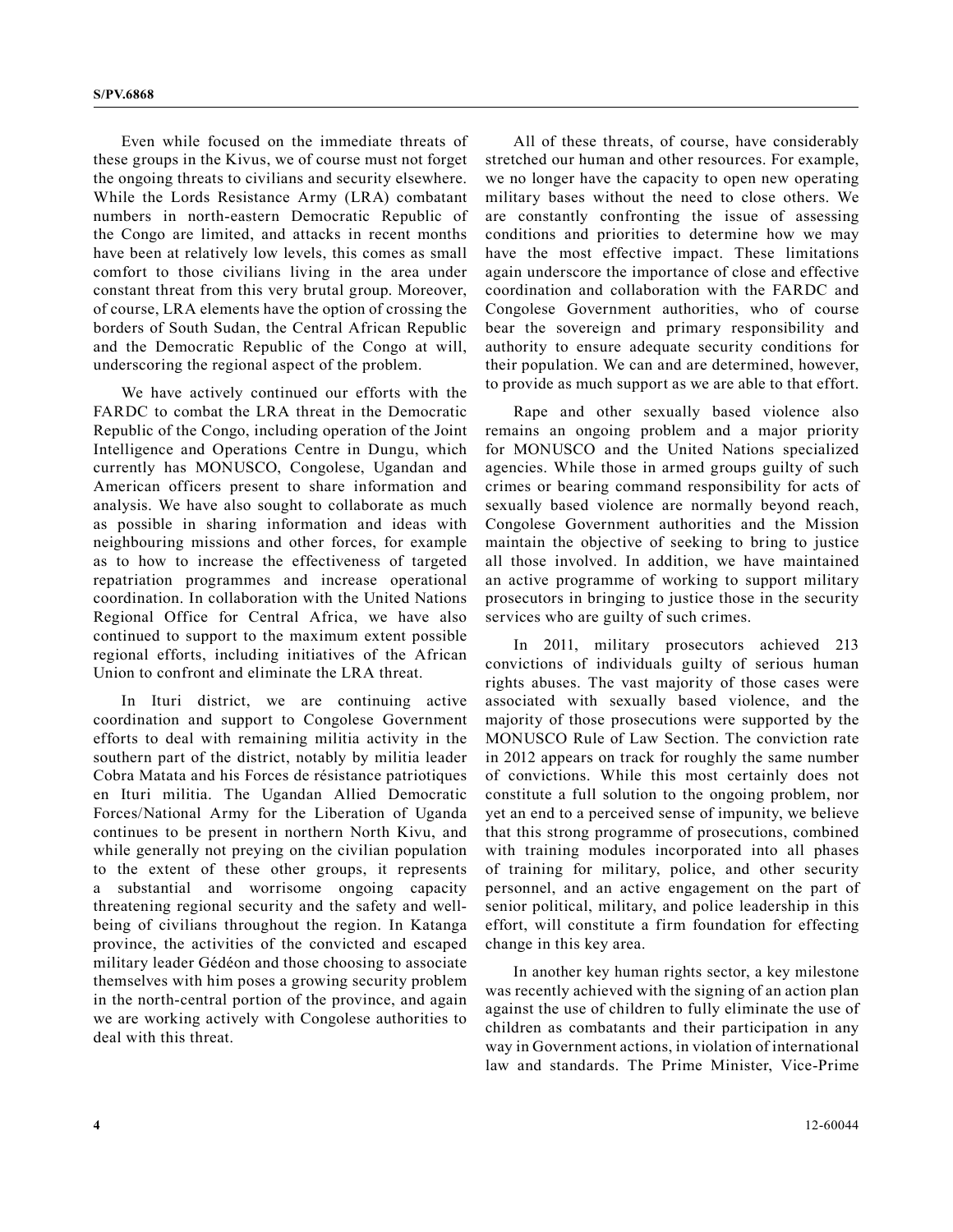Even while focused on the immediate threats of these groups in the Kivus, we of course must not forget the ongoing threats to civilians and security elsewhere. While the Lords Resistance Army (LRA) combatant numbers in north-eastern Democratic Republic of the Congo are limited, and attacks in recent months have been at relatively low levels, this comes as small comfort to those civilians living in the area under constant threat from this very brutal group. Moreover, of course, LRA elements have the option of crossing the borders of South Sudan, the Central African Republic and the Democratic Republic of the Congo at will, underscoring the regional aspect of the problem.

We have actively continued our efforts with the FARDC to combat the LRA threat in the Democratic Republic of the Congo, including operation of the Joint Intelligence and Operations Centre in Dungu, which currently has MONUSCO, Congolese, Ugandan and American officers present to share information and analysis. We have also sought to collaborate as much as possible in sharing information and ideas with neighbouring missions and other forces, for example as to how to increase the effectiveness of targeted repatriation programmes and increase operational coordination. In collaboration with the United Nations Regional Office for Central Africa, we have also continued to support to the maximum extent possible regional efforts, including initiatives of the African Union to confront and eliminate the LRA threat.

In Ituri district, we are continuing active coordination and support to Congolese Government efforts to deal with remaining militia activity in the southern part of the district, notably by militia leader Cobra Matata and his Forces de résistance patriotiques en Ituri militia. The Ugandan Allied Democratic Forces/National Army for the Liberation of Uganda continues to be present in northern North Kivu, and while generally not preying on the civilian population to the extent of these other groups, it represents a substantial and worrisome ongoing capacity threatening regional security and the safety and well-being of civilians throughout the region. In Katanga province, the activities of the convicted and escaped military leader Gédéon and those choosing to associate themselves with him poses a growing security problem in the north-central portion of the province, and again we are working actively with Congolese authorities to deal with this threat.

All of these threats, of course, have considerably stretched our human and other resources. For example, we no longer have the capacity to open new operating military bases without the need to close others. We are constantly confronting the issue of assessing conditions and priorities to determine how we may have the most effective impact. These limitations again underscore the importance of close and effective coordination and collaboration with the FARDC and Congolese Government authorities, who of course bear the sovereign and primary responsibility and authority to ensure adequate security conditions for their population. We can and are determined, however, to provide as much support as we are able to that effort.

Rape and other sexually based violence also remains an ongoing problem and a major priority for MONUSCO and the United Nations specialized agencies. While those in armed groups guilty of such crimes or bearing command responsibility for acts of sexually based violence are normally beyond reach, Congolese Government authorities and the Mission maintain the objective of seeking to bring to justice all those involved. In addition, we have maintained an active programme of working to support military prosecutors in bringing to justice those in the security services who are guilty of such crimes.

In 2011, military prosecutors achieved 213 convictions of individuals guilty of serious human rights abuses. The vast majority of those cases were associated with sexually based violence, and the majority of those prosecutions were supported by the MONUSCO Rule of Law Section. The conviction rate in 2012 appears on track for roughly the same number of convictions. While this most certainly does not constitute a full solution to the ongoing problem, nor yet an end to a perceived sense of impunity, we believe that this strong programme of prosecutions, combined with training modules incorporated into all phases of training for military, police, and other security personnel, and an active engagement on the part of senior political, military, and police leadership in this effort, will constitute a firm foundation for effecting change in this key area.

In another key human rights sector, a key milestone was recently achieved with the signing of an action plan against the use of children to fully eliminate the use of children as combatants and their participation in any way in Government actions, in violation of international law and standards. The Prime Minister, Vice-Prime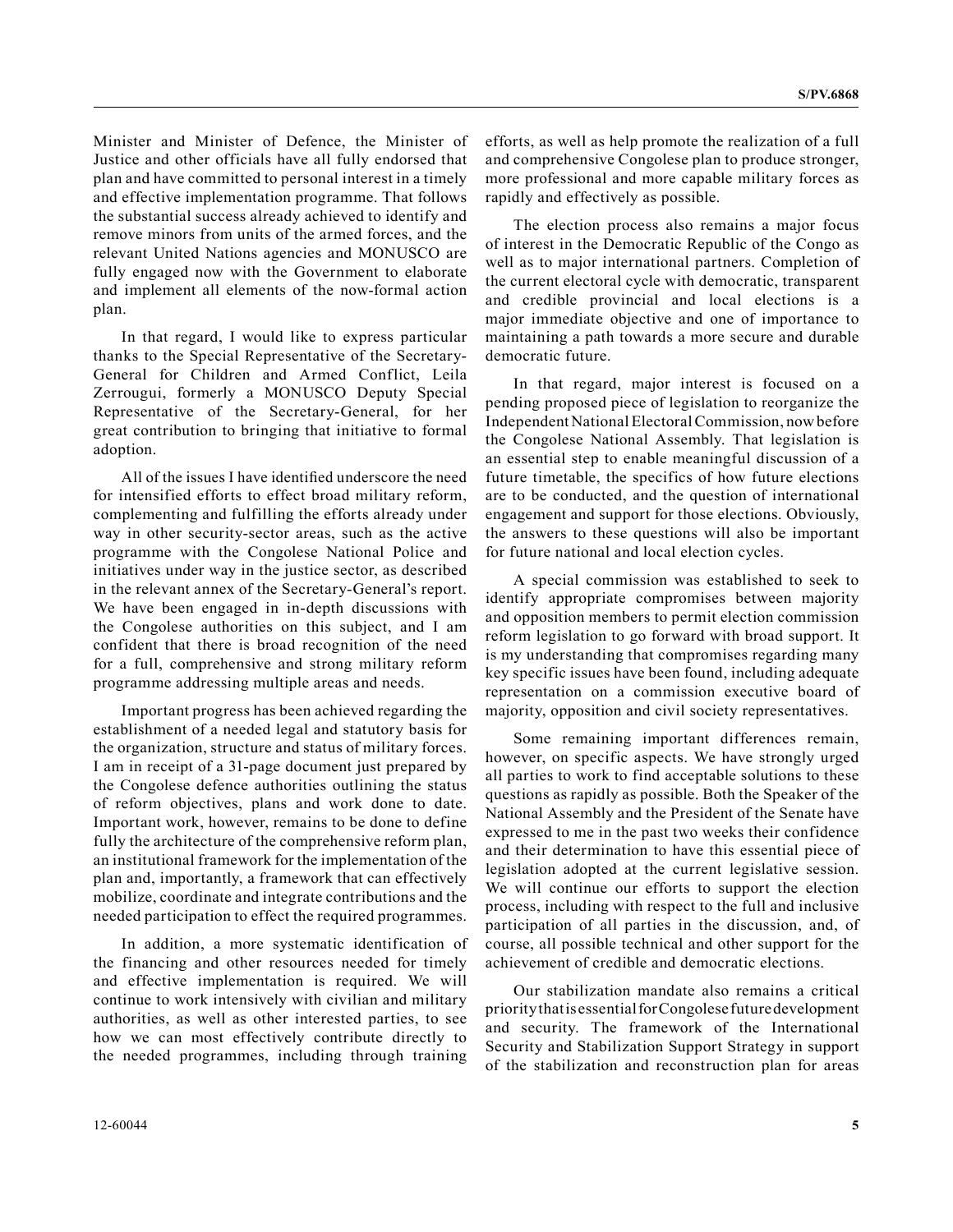Minister and Minister of Defence, the Minister of Justice and other officials have all fully endorsed that plan and have committed to personal interest in a timely and effective implementation programme. That follows the substantial success already achieved to identify and remove minors from units of the armed forces, and the relevant United Nations agencies and MONUSCO are fully engaged now with the Government to elaborate and implement all elements of the now-formal action plan.

In that regard, I would like to express particular thanks to the Special Representative of the Secretary-General for Children and Armed Conflict, Leila Zerrougui, formerly a MONUSCO Deputy Special Representative of the Secretary-General, for her great contribution to bringing that initiative to formal adoption.

All of the issues I have identified underscore the need for intensified efforts to effect broad military reform, complementing and fulfilling the efforts already under way in other security-sector areas, such as the active programme with the Congolese National Police and initiatives under way in the justice sector, as described in the relevant annex of the Secretary-General's report. We have been engaged in in-depth discussions with the Congolese authorities on this subject, and I am confident that there is broad recognition of the need for a full, comprehensive and strong military reform programme addressing multiple areas and needs.

Important progress has been achieved regarding the establishment of a needed legal and statutory basis for the organization, structure and status of military forces. I am in receipt of a 31-page document just prepared by the Congolese defence authorities outlining the status of reform objectives, plans and work done to date. Important work, however, remains to be done to define fully the architecture of the comprehensive reform plan, an institutional framework for the implementation of the plan and, importantly, a framework that can effectively mobilize, coordinate and integrate contributions and the needed participation to effect the required programmes.

In addition, a more systematic identification of the financing and other resources needed for timely and effective implementation is required. We will continue to work intensively with civilian and military authorities, as well as other interested parties, to see how we can most effectively contribute directly to the needed programmes, including through training efforts, as well as help promote the realization of a full and comprehensive Congolese plan to produce stronger, more professional and more capable military forces as rapidly and effectively as possible.

The election process also remains a major focus of interest in the Democratic Republic of the Congo as well as to major international partners. Completion of the current electoral cycle with democratic, transparent and credible provincial and local elections is a major immediate objective and one of importance to maintaining a path towards a more secure and durable democratic future.

In that regard, major interest is focused on a pending proposed piece of legislation to reorganize the Independent National Electoral Commission, now before the Congolese National Assembly. That legislation is an essential step to enable meaningful discussion of a future timetable, the specifics of how future elections are to be conducted, and the question of international engagement and support for those elections. Obviously, the answers to these questions will also be important for future national and local election cycles.

A special commission was established to seek to identify appropriate compromises between majority and opposition members to permit election commission reform legislation to go forward with broad support. It is my understanding that compromises regarding many key specific issues have been found, including adequate representation on a commission executive board of majority, opposition and civil society representatives.

Some remaining important differences remain, however, on specific aspects. We have strongly urged all parties to work to find acceptable solutions to these questions as rapidly as possible. Both the Speaker of the National Assembly and the President of the Senate have expressed to me in the past two weeks their confidence and their determination to have this essential piece of legislation adopted at the current legislative session. We will continue our efforts to support the election process, including with respect to the full and inclusive participation of all parties in the discussion, and, of course, all possible technical and other support for the achievement of credible and democratic elections.

Our stabilization mandate also remains a critical priority that is essential for Congolese future development and security. The framework of the International Security and Stabilization Support Strategy in support of the stabilization and reconstruction plan for areas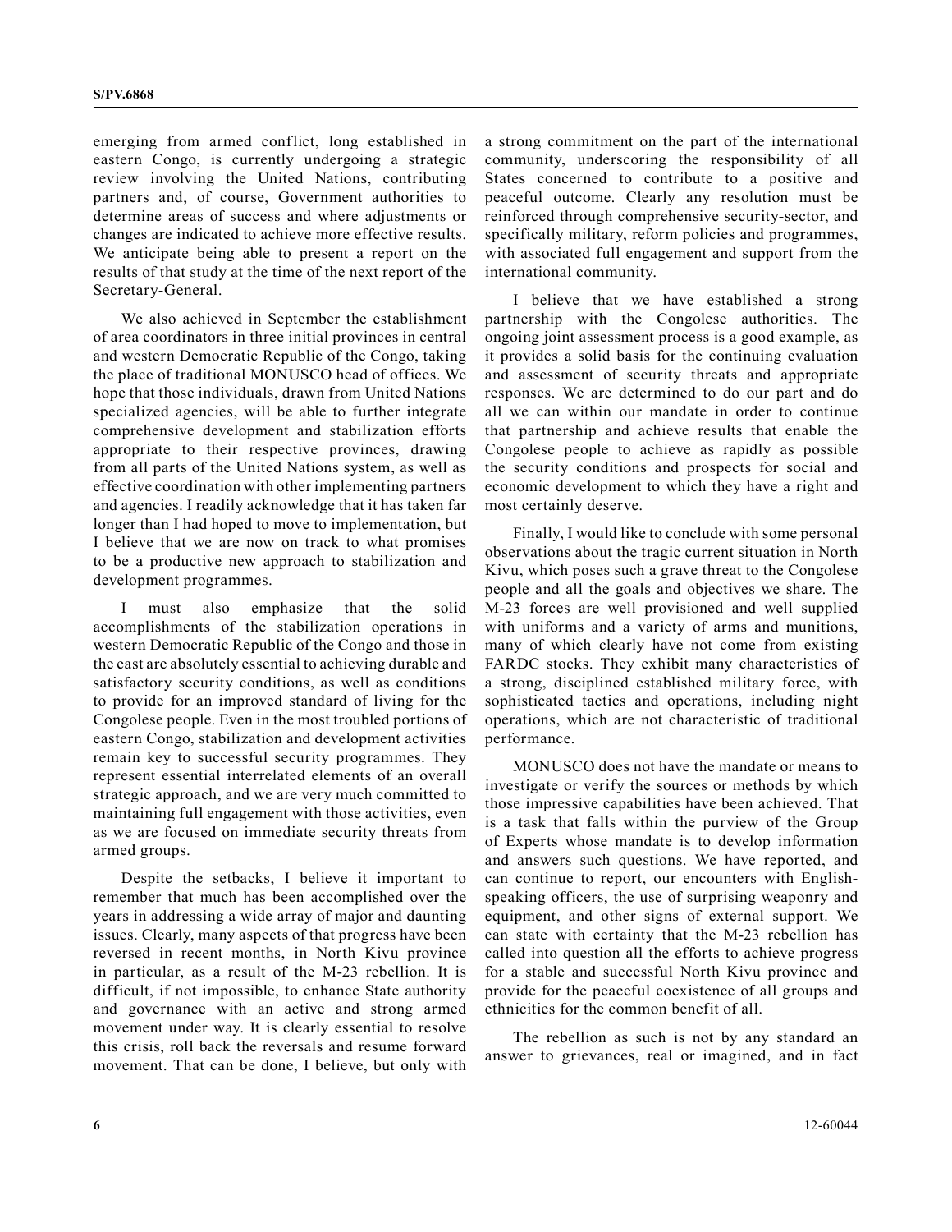emerging from armed conflict, long established in eastern Congo, is currently undergoing a strategic review involving the United Nations, contributing partners and, of course, Government authorities to determine areas of success and where adjustments or changes are indicated to achieve more effective results. We anticipate being able to present a report on the results of that study at the time of the next report of the Secretary-General.

We also achieved in September the establishment of area coordinators in three initial provinces in central and western Democratic Republic of the Congo, taking the place of traditional MONUSCO head of offices. We hope that those individuals, drawn from United Nations specialized agencies, will be able to further integrate comprehensive development and stabilization efforts appropriate to their respective provinces, drawing from all parts of the United Nations system, as well as effective coordination with other implementing partners and agencies. I readily acknowledge that it has taken far longer than I had hoped to move to implementation, but I believe that we are now on track to what promises to be a productive new approach to stabilization and development programmes.

I must also emphasize that the solid accomplishments of the stabilization operations in western Democratic Republic of the Congo and those in the east are absolutely essential to achieving durable and satisfactory security conditions, as well as conditions to provide for an improved standard of living for the Congolese people. Even in the most troubled portions of eastern Congo, stabilization and development activities remain key to successful security programmes. They represent essential interrelated elements of an overall strategic approach, and we are very much committed to maintaining full engagement with those activities, even as we are focused on immediate security threats from armed groups.

Despite the setbacks, I believe it important to remember that much has been accomplished over the years in addressing a wide array of major and daunting issues. Clearly, many aspects of that progress have been reversed in recent months, in North Kivu province in particular, as a result of the M-23 rebellion. It is difficult, if not impossible, to enhance State authority and governance with an active and strong armed movement under way. It is clearly essential to resolve this crisis, roll back the reversals and resume forward movement. That can be done, I believe, but only with a strong commitment on the part of the international community, underscoring the responsibility of all States concerned to contribute to a positive and peaceful outcome. Clearly any resolution must be reinforced through comprehensive security-sector, and specifically military, reform policies and programmes, with associated full engagement and support from the international community.

I believe that we have established a strong partnership with the Congolese authorities. The ongoing joint assessment process is a good example, as it provides a solid basis for the continuing evaluation and assessment of security threats and appropriate responses. We are determined to do our part and do all we can within our mandate in order to continue that partnership and achieve results that enable the Congolese people to achieve as rapidly as possible the security conditions and prospects for social and economic development to which they have a right and most certainly deserve.

Finally, I would like to conclude with some personal observations about the tragic current situation in North Kivu, which poses such a grave threat to the Congolese people and all the goals and objectives we share. The M-23 forces are well provisioned and well supplied with uniforms and a variety of arms and munitions, many of which clearly have not come from existing FARDC stocks. They exhibit many characteristics of a strong, disciplined established military force, with sophisticated tactics and operations, including night operations, which are not characteristic of traditional performance.

MONUSCO does not have the mandate or means to investigate or verify the sources or methods by which those impressive capabilities have been achieved. That is a task that falls within the purview of the Group of Experts whose mandate is to develop information and answers such questions. We have reported, and can continue to report, our encounters with English-speaking officers, the use of surprising weaponry and equipment, and other signs of external support. We can state with certainty that the M-23 rebellion has called into question all the efforts to achieve progress for a stable and successful North Kivu province and provide for the peaceful coexistence of all groups and ethnicities for the common benefit of all.

The rebellion as such is not by any standard an answer to grievances, real or imagined, and in fact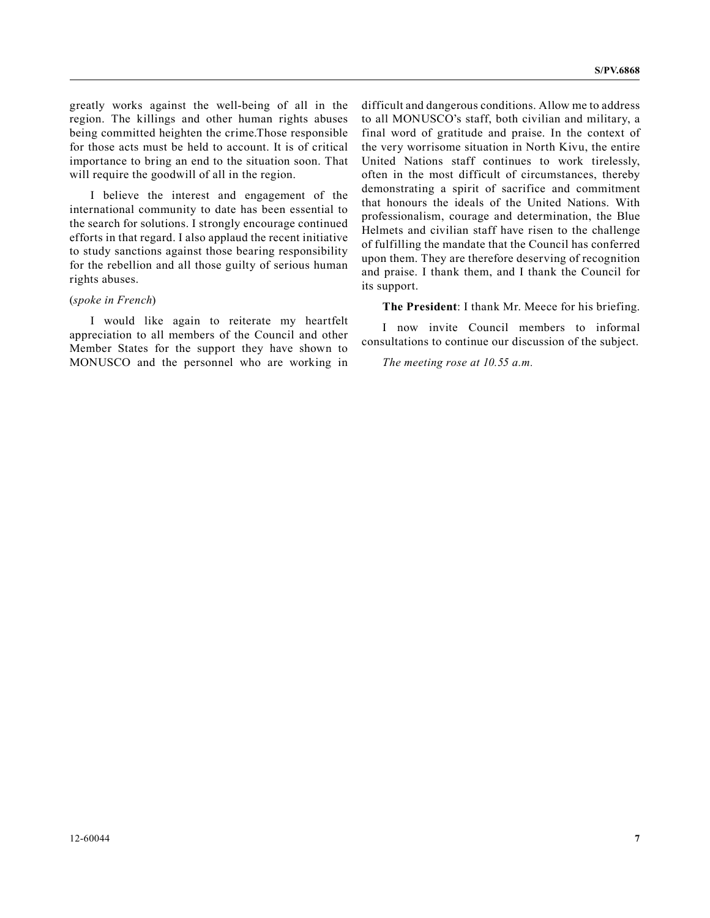greatly works against the well-being of all in the region. The killings and other human rights abuses being committed heighten the crime.Those responsible for those acts must be held to account. It is of critical importance to bring an end to the situation soon. That will require the goodwill of all in the region.

I believe the interest and engagement of the international community to date has been essential to the search for solutions. I strongly encourage continued efforts in that regard. I also applaud the recent initiative to study sanctions against those bearing responsibility for the rebellion and all those guilty of serious human rights abuses.

(*spoke in French*)

I would like again to reiterate my heartfelt appreciation to all members of the Council and other Member States for the support they have shown to MONUSCO and the personnel who are working in difficult and dangerous conditions. Allow me to address to all MONUSCO's staff, both civilian and military, a final word of gratitude and praise. In the context of the very worrisome situation in North Kivu, the entire United Nations staff continues to work tirelessly, often in the most difficult of circumstances, thereby demonstrating a spirit of sacrifice and commitment that honours the ideals of the United Nations. With professionalism, courage and determination, the Blue Helmets and civilian staff have risen to the challenge of fulfilling the mandate that the Council has conferred upon them. They are therefore deserving of recognition and praise. I thank them, and I thank the Council for its support.

**The President**: I thank Mr. Meece for his briefing.

I now invite Council members to informal consultations to continue our discussion of the subject.

*The meeting rose at 10.55 a.m.*